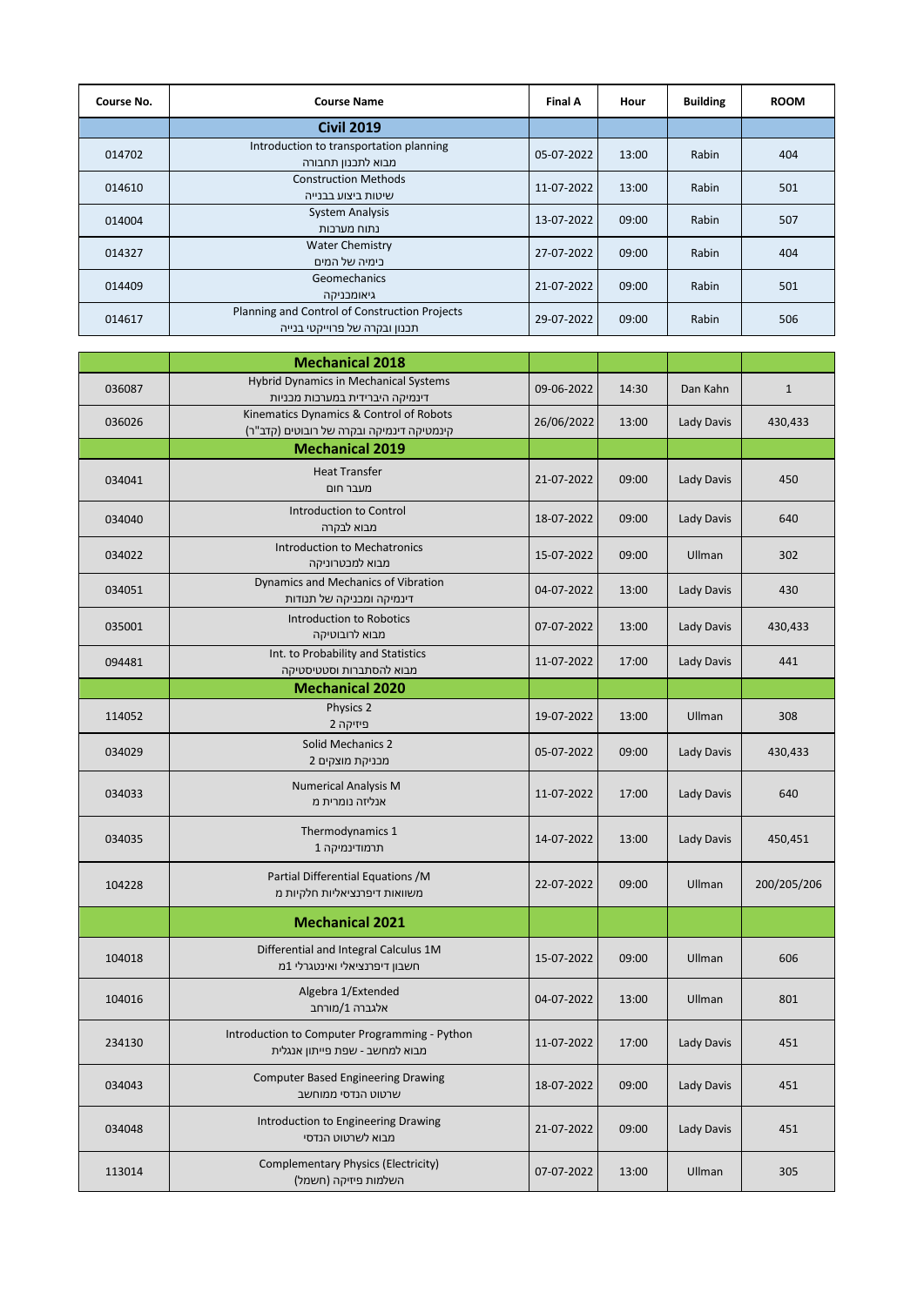| Course No. | Course Name | Final A | Hour | Building | ROOM |
|---|---|---|---|---|---|
| | **Civil 2019** | | | | |
| 014702 | Introduction to transportation planning<br>מבוא לתכנון תחבורה | 05-07-2022 | 13:00 | Rabin | 404 |
| 014610 | Construction Methods<br>שיטות ביצוע בבנייה | 11-07-2022 | 13:00 | Rabin | 501 |
| 014004 | System Analysis<br>נתוח מערכות | 13-07-2022 | 09:00 | Rabin | 507 |
| 014327 | Water Chemistry<br>כימיה של המים | 27-07-2022 | 09:00 | Rabin | 404 |
| 014409 | Geomechanics<br>גיאומכניקה | 21-07-2022 | 09:00 | Rabin | 501 |
| 014617 | Planning and Control of Construction Projects<br>תכנון ובקרה של פרוייקטי בנייה | 29-07-2022 | 09:00 | Rabin | 506 |

| Course No. | Course Name | Final A | Hour | Building | ROOM |
|---|---|---|---|---|---|
| | **Mechanical 2018** | | | | |
| 036087 | Hybrid Dynamics in Mechanical Systems<br>דינמיקה היברידית במערכות מכניות | 09-06-2022 | 14:30 | Dan Kahn | 1 |
| 036026 | Kinematics Dynamics & Control of Robots<br>קינמטיקה דינמיקה ובקרה של רובוטים (קדב"ר) | 26/06/2022 | 13:00 | Lady Davis | 430,433 |
| | **Mechanical 2019** | | | | |
| 034041 | Heat Transfer<br>מעבר חום | 21-07-2022 | 09:00 | Lady Davis | 450 |
| 034040 | Introduction to Control<br>מבוא לבקרה | 18-07-2022 | 09:00 | Lady Davis | 640 |
| 034022 | Introduction to Mechatronics<br>מבוא למכטרוניקה | 15-07-2022 | 09:00 | Ullman | 302 |
| 034051 | Dynamics and Mechanics of Vibration<br>דינמיקה ומכניקה של תנודות | 04-07-2022 | 13:00 | Lady Davis | 430 |
| 035001 | Introduction to Robotics<br>מבוא לרובוטיקה | 07-07-2022 | 13:00 | Lady Davis | 430,433 |
| 094481 | Int. to Probability and Statistics<br>מבוא להסתברות וסטטיסטיקה | 11-07-2022 | 17:00 | Lady Davis | 441 |
| | **Mechanical 2020** | | | | |
| 114052 | Physics 2<br>פיזיקה 2 | 19-07-2022 | 13:00 | Ullman | 308 |
| 034029 | Solid Mechanics 2<br>מכניקת מוצקים 2 | 05-07-2022 | 09:00 | Lady Davis | 430,433 |
| 034033 | Numerical Analysis M<br>אנליזה נומרית מ | 11-07-2022 | 17:00 | Lady Davis | 640 |
| 034035 | Thermodynamics 1<br>תרמודינמיקה 1 | 14-07-2022 | 13:00 | Lady Davis | 450,451 |
| 104228 | Partial Differential Equations /M<br>משוואות דיפרנציאליות חלקיות מ | 22-07-2022 | 09:00 | Ullman | 200/205/206 |
| | **Mechanical 2021** | | | | |
| 104018 | Differential and Integral Calculus 1M<br>חשבון דיפרנציאלי ואינטגרלי 1מ | 15-07-2022 | 09:00 | Ullman | 606 |
| 104016 | Algebra 1/Extended<br>אלגברה 1/מורחב | 04-07-2022 | 13:00 | Ullman | 801 |
| 234130 | Introduction to Computer Programming - Python<br>מבוא למחשב - שפת פייתון אנגלית | 11-07-2022 | 17:00 | Lady Davis | 451 |
| 034043 | Computer Based Engineering Drawing<br>שרטוט הנדסי ממוחשב | 18-07-2022 | 09:00 | Lady Davis | 451 |
| 034048 | Introduction to Engineering Drawing<br>מבוא לשרטוט הנדסי | 21-07-2022 | 09:00 | Lady Davis | 451 |
| 113014 | Complementary Physics (Electricity)<br>השלמות פיזיקה (חשמל) | 07-07-2022 | 13:00 | Ullman | 305 |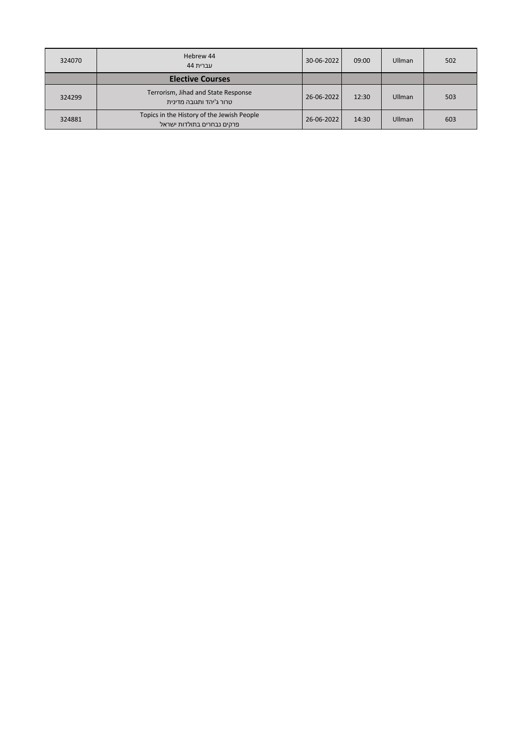| | | | | | |
|---|---|---|---|---|---|
| 324070 | Hebrew 44<br>עברית 44 | 30-06-2022 | 09:00 | Ullman | 502 |
| | **Elective Courses** | | | | |
| 324299 | Terrorism, Jihad and State Response<br>טרור ג'יהד ותגובה מדינית | 26-06-2022 | 12:30 | Ullman | 503 |
| 324881 | Topics in the History of the Jewish People<br>פרקים נבחרים בתולדות ישראל | 26-06-2022 | 14:30 | Ullman | 603 |